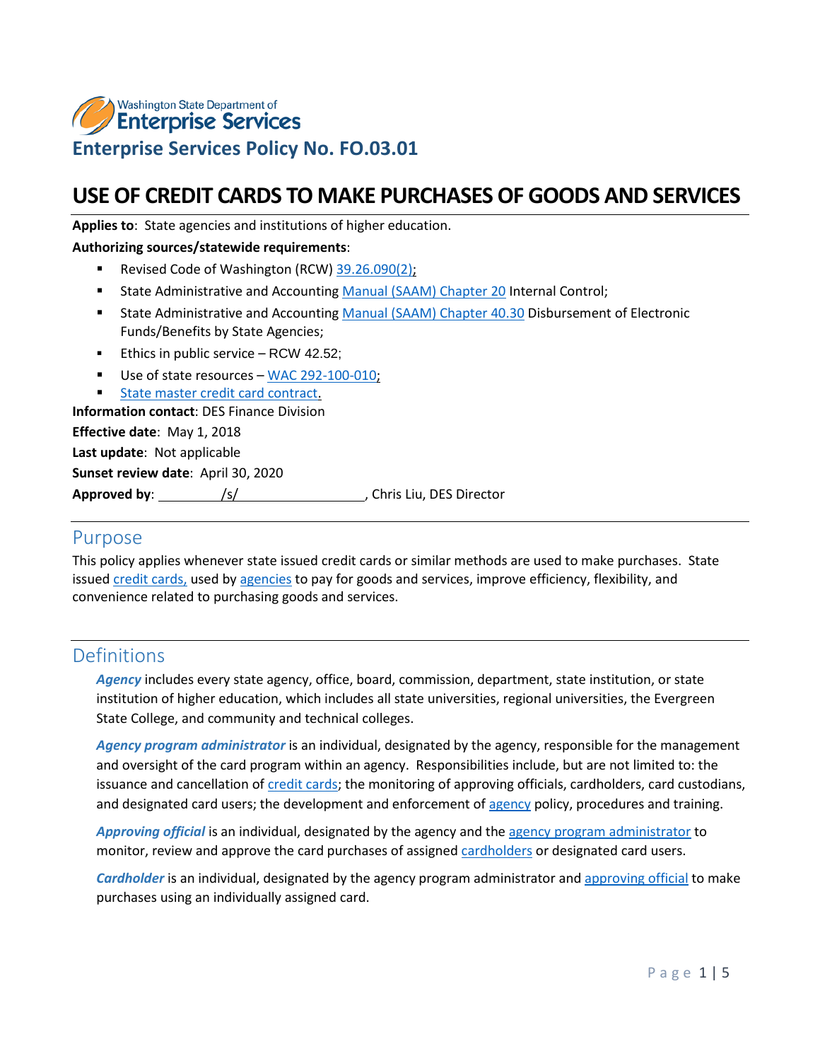Washington State Department of
Enterprise Services

## Enterprise Services Policy No. FO.03.01

# USE OF CREDIT CARDS TO MAKE PURCHASES OF GOODS AND SERVICES

**Applies to**: State agencies and institutions of higher education.

**Authorizing sources/statewide requirements**:

- Revised Code of Washington (RCW) 39.26.090(2);
- State Administrative and Accounting Manual (SAAM) Chapter 20 Internal Control;
- State Administrative and Accounting Manual (SAAM) Chapter 40.30 Disbursement of Electronic Funds/Benefits by State Agencies;
- Ethics in public service – RCW 42.52;
- Use of state resources – WAC 292-100-010;
- State master credit card contract.

**Information contact**: DES Finance Division

**Effective date**: May 1, 2018

**Last update**: Not applicable

**Sunset review date**: April 30, 2020

**Approved by**: /s/, Chris Liu, DES Director

## Purpose

This policy applies whenever state issued credit cards or similar methods are used to make purchases. State issued credit cards, used by agencies to pay for goods and services, improve efficiency, flexibility, and convenience related to purchasing goods and services.

## Definitions

***Agency*** includes every state agency, office, board, commission, department, state institution, or state institution of higher education, which includes all state universities, regional universities, the Evergreen State College, and community and technical colleges.

***Agency program administrator*** is an individual, designated by the agency, responsible for the management and oversight of the card program within an agency. Responsibilities include, but are not limited to: the issuance and cancellation of credit cards; the monitoring of approving officials, cardholders, card custodians, and designated card users; the development and enforcement of agency policy, procedures and training.

***Approving official*** is an individual, designated by the agency and the agency program administrator to monitor, review and approve the card purchases of assigned cardholders or designated card users.

***Cardholder*** is an individual, designated by the agency program administrator and approving official to make purchases using an individually assigned card.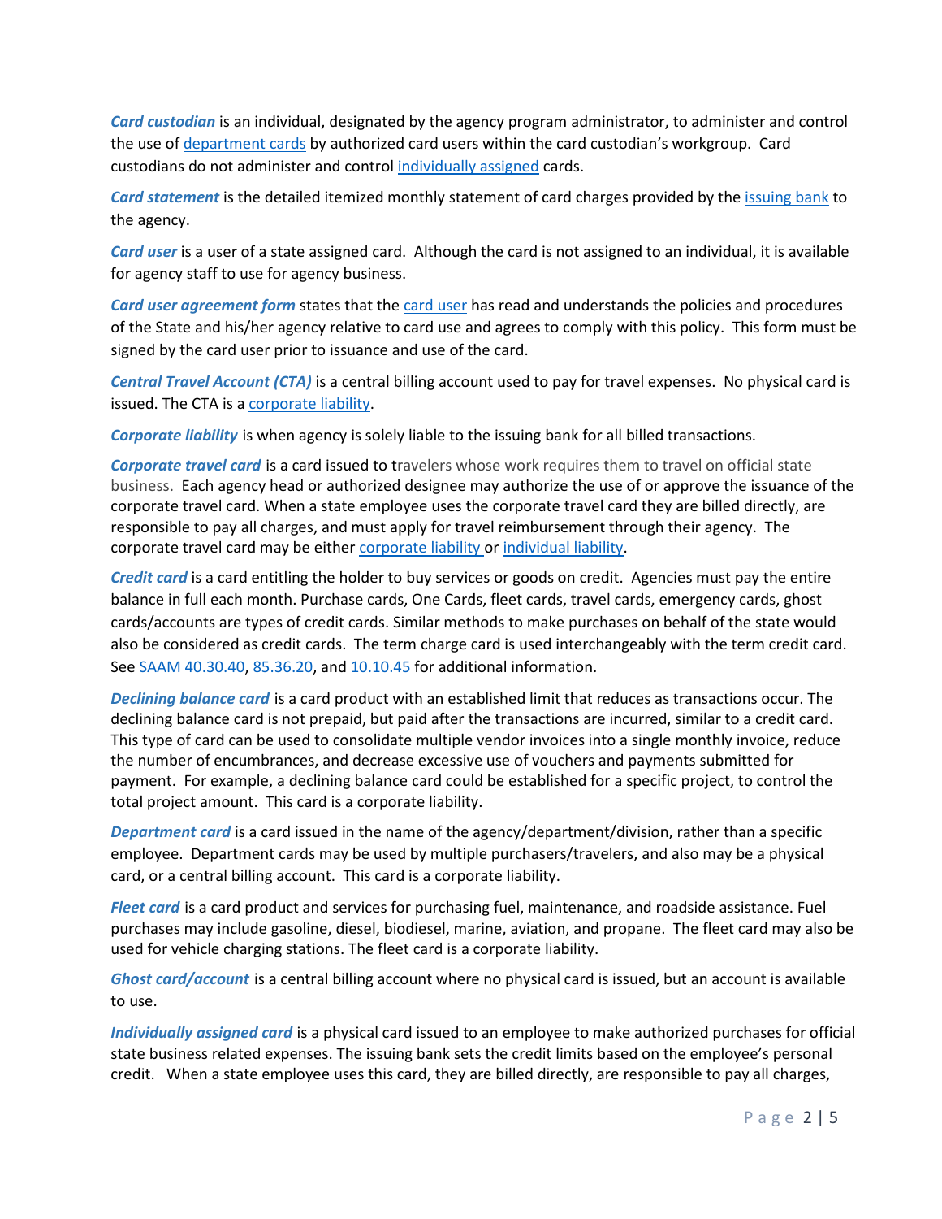***Card custodian*** is an individual, designated by the agency program administrator, to administer and control the use of department cards by authorized card users within the card custodian's workgroup. Card custodians do not administer and control individually assigned cards.

***Card statement*** is the detailed itemized monthly statement of card charges provided by the issuing bank to the agency.

***Card user*** is a user of a state assigned card. Although the card is not assigned to an individual, it is available for agency staff to use for agency business.

***Card user agreement form*** states that the card user has read and understands the policies and procedures of the State and his/her agency relative to card use and agrees to comply with this policy. This form must be signed by the card user prior to issuance and use of the card.

***Central Travel Account (CTA)*** is a central billing account used to pay for travel expenses. No physical card is issued. The CTA is a corporate liability.

***Corporate liability*** is when agency is solely liable to the issuing bank for all billed transactions.

***Corporate travel card*** is a card issued to travelers whose work requires them to travel on official state business. Each agency head or authorized designee may authorize the use of or approve the issuance of the corporate travel card. When a state employee uses the corporate travel card they are billed directly, are responsible to pay all charges, and must apply for travel reimbursement through their agency. The corporate travel card may be either corporate liability or individual liability.

***Credit card*** is a card entitling the holder to buy services or goods on credit. Agencies must pay the entire balance in full each month. Purchase cards, One Cards, fleet cards, travel cards, emergency cards, ghost cards/accounts are types of credit cards. Similar methods to make purchases on behalf of the state would also be considered as credit cards. The term charge card is used interchangeably with the term credit card. See SAAM 40.30.40, 85.36.20, and 10.10.45 for additional information.

***Declining balance card*** is a card product with an established limit that reduces as transactions occur. The declining balance card is not prepaid, but paid after the transactions are incurred, similar to a credit card. This type of card can be used to consolidate multiple vendor invoices into a single monthly invoice, reduce the number of encumbrances, and decrease excessive use of vouchers and payments submitted for payment. For example, a declining balance card could be established for a specific project, to control the total project amount. This card is a corporate liability.

***Department card*** is a card issued in the name of the agency/department/division, rather than a specific employee. Department cards may be used by multiple purchasers/travelers, and also may be a physical card, or a central billing account. This card is a corporate liability.

***Fleet card*** is a card product and services for purchasing fuel, maintenance, and roadside assistance. Fuel purchases may include gasoline, diesel, biodiesel, marine, aviation, and propane. The fleet card may also be used for vehicle charging stations. The fleet card is a corporate liability.

***Ghost card/account*** is a central billing account where no physical card is issued, but an account is available to use.

***Individually assigned card*** is a physical card issued to an employee to make authorized purchases for official state business related expenses. The issuing bank sets the credit limits based on the employee's personal credit. When a state employee uses this card, they are billed directly, are responsible to pay all charges,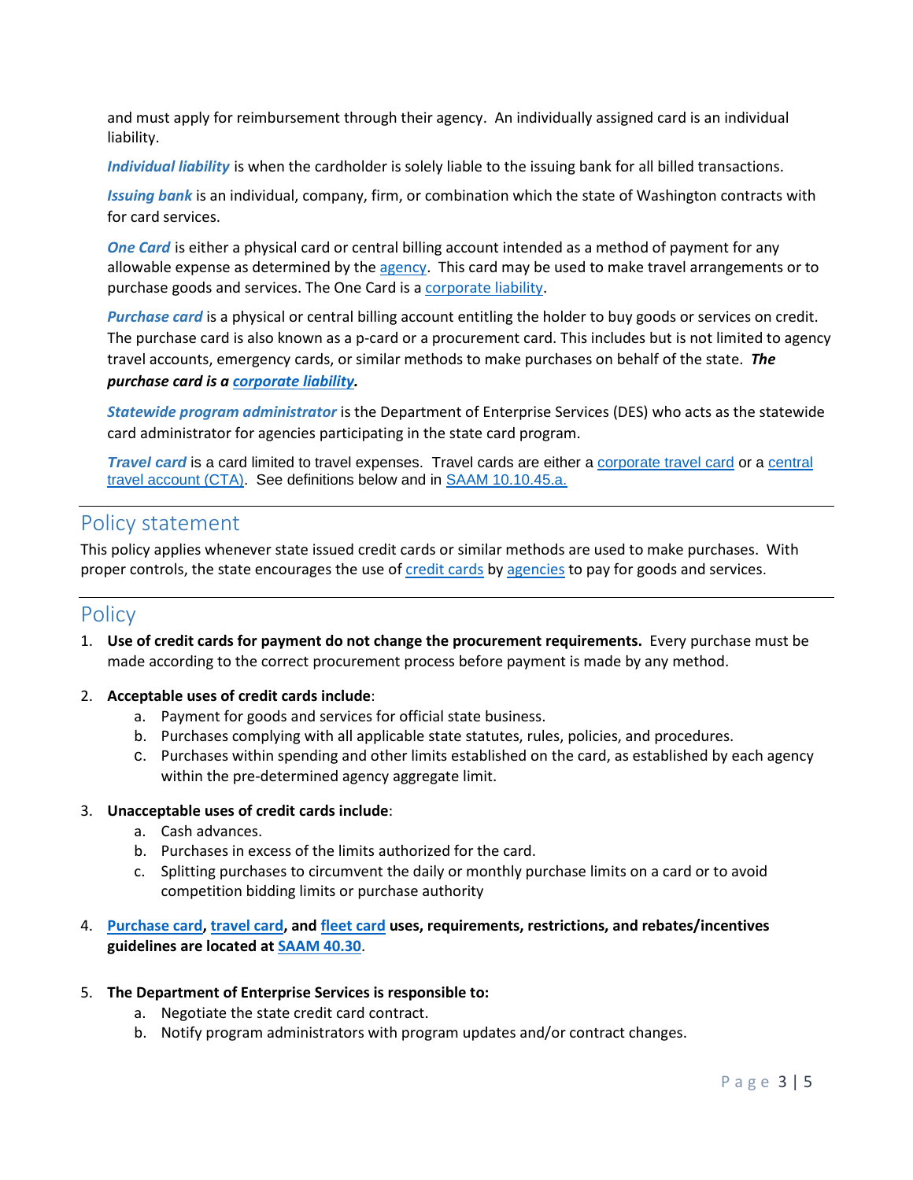and must apply for reimbursement through their agency. An individually assigned card is an individual liability.

***Individual liability*** is when the cardholder is solely liable to the issuing bank for all billed transactions.

***Issuing bank*** is an individual, company, firm, or combination which the state of Washington contracts with for card services.

***One Card*** is either a physical card or central billing account intended as a method of payment for any allowable expense as determined by the agency. This card may be used to make travel arrangements or to purchase goods and services. The One Card is a corporate liability.

***Purchase card*** is a physical or central billing account entitling the holder to buy goods or services on credit. The purchase card is also known as a p-card or a procurement card. This includes but is not limited to agency travel accounts, emergency cards, or similar methods to make purchases on behalf of the state. ***The purchase card is a corporate liability.***

***Statewide program administrator*** is the Department of Enterprise Services (DES) who acts as the statewide card administrator for agencies participating in the state card program.

***Travel card*** is a card limited to travel expenses. Travel cards are either a corporate travel card or a central travel account (CTA). See definitions below and in SAAM 10.10.45.a.

## Policy statement

This policy applies whenever state issued credit cards or similar methods are used to make purchases. With proper controls, the state encourages the use of credit cards by agencies to pay for goods and services.

## Policy

1. **Use of credit cards for payment do not change the procurement requirements.** Every purchase must be made according to the correct procurement process before payment is made by any method.

2. **Acceptable uses of credit cards include**:
   a. Payment for goods and services for official state business.
   b. Purchases complying with all applicable state statutes, rules, policies, and procedures.
   c. Purchases within spending and other limits established on the card, as established by each agency within the pre-determined agency aggregate limit.

3. **Unacceptable uses of credit cards include**:
   a. Cash advances.
   b. Purchases in excess of the limits authorized for the card.
   c. Splitting purchases to circumvent the daily or monthly purchase limits on a card or to avoid competition bidding limits or purchase authority

4. **Purchase card, travel card, and fleet card uses, requirements, restrictions, and rebates/incentives guidelines are located at SAAM 40.30**.

5. **The Department of Enterprise Services is responsible to:**
   a. Negotiate the state credit card contract.
   b. Notify program administrators with program updates and/or contract changes.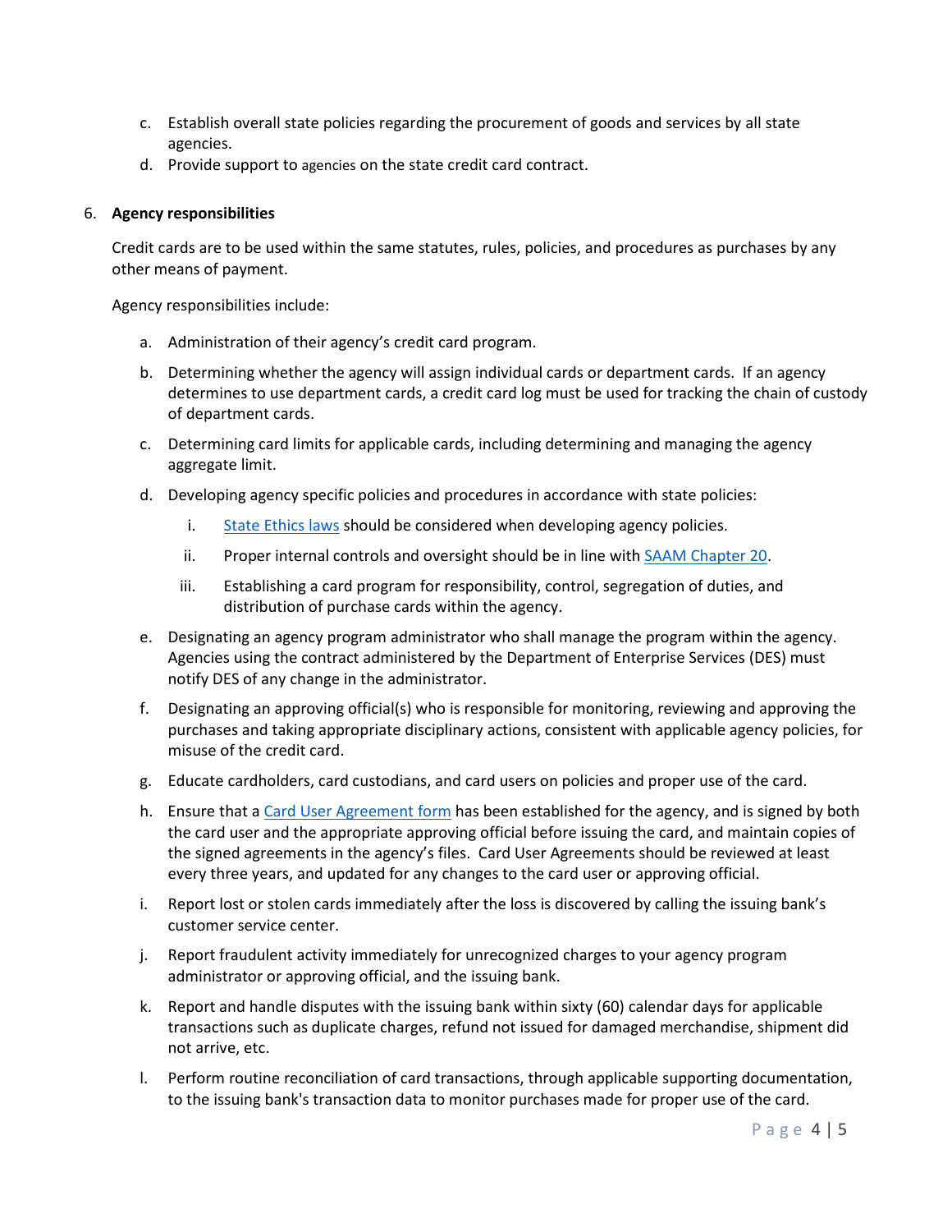c. Establish overall state policies regarding the procurement of goods and services by all state agencies.
d. Provide support to agencies on the state credit card contract.

6. **Agency responsibilities**

   Credit cards are to be used within the same statutes, rules, policies, and procedures as purchases by any other means of payment.

   Agency responsibilities include:

   a. Administration of their agency's credit card program.

   b. Determining whether the agency will assign individual cards or department cards. If an agency determines to use department cards, a credit card log must be used for tracking the chain of custody of department cards.

   c. Determining card limits for applicable cards, including determining and managing the agency aggregate limit.

   d. Developing agency specific policies and procedures in accordance with state policies:

      i. State Ethics laws should be considered when developing agency policies.

      ii. Proper internal controls and oversight should be in line with SAAM Chapter 20.

      iii. Establishing a card program for responsibility, control, segregation of duties, and distribution of purchase cards within the agency.

   e. Designating an agency program administrator who shall manage the program within the agency. Agencies using the contract administered by the Department of Enterprise Services (DES) must notify DES of any change in the administrator.

   f. Designating an approving official(s) who is responsible for monitoring, reviewing and approving the purchases and taking appropriate disciplinary actions, consistent with applicable agency policies, for misuse of the credit card.

   g. Educate cardholders, card custodians, and card users on policies and proper use of the card.

   h. Ensure that a Card User Agreement form has been established for the agency, and is signed by both the card user and the appropriate approving official before issuing the card, and maintain copies of the signed agreements in the agency's files. Card User Agreements should be reviewed at least every three years, and updated for any changes to the card user or approving official.

   i. Report lost or stolen cards immediately after the loss is discovered by calling the issuing bank's customer service center.

   j. Report fraudulent activity immediately for unrecognized charges to your agency program administrator or approving official, and the issuing bank.

   k. Report and handle disputes with the issuing bank within sixty (60) calendar days for applicable transactions such as duplicate charges, refund not issued for damaged merchandise, shipment did not arrive, etc.

   l. Perform routine reconciliation of card transactions, through applicable supporting documentation, to the issuing bank's transaction data to monitor purchases made for proper use of the card.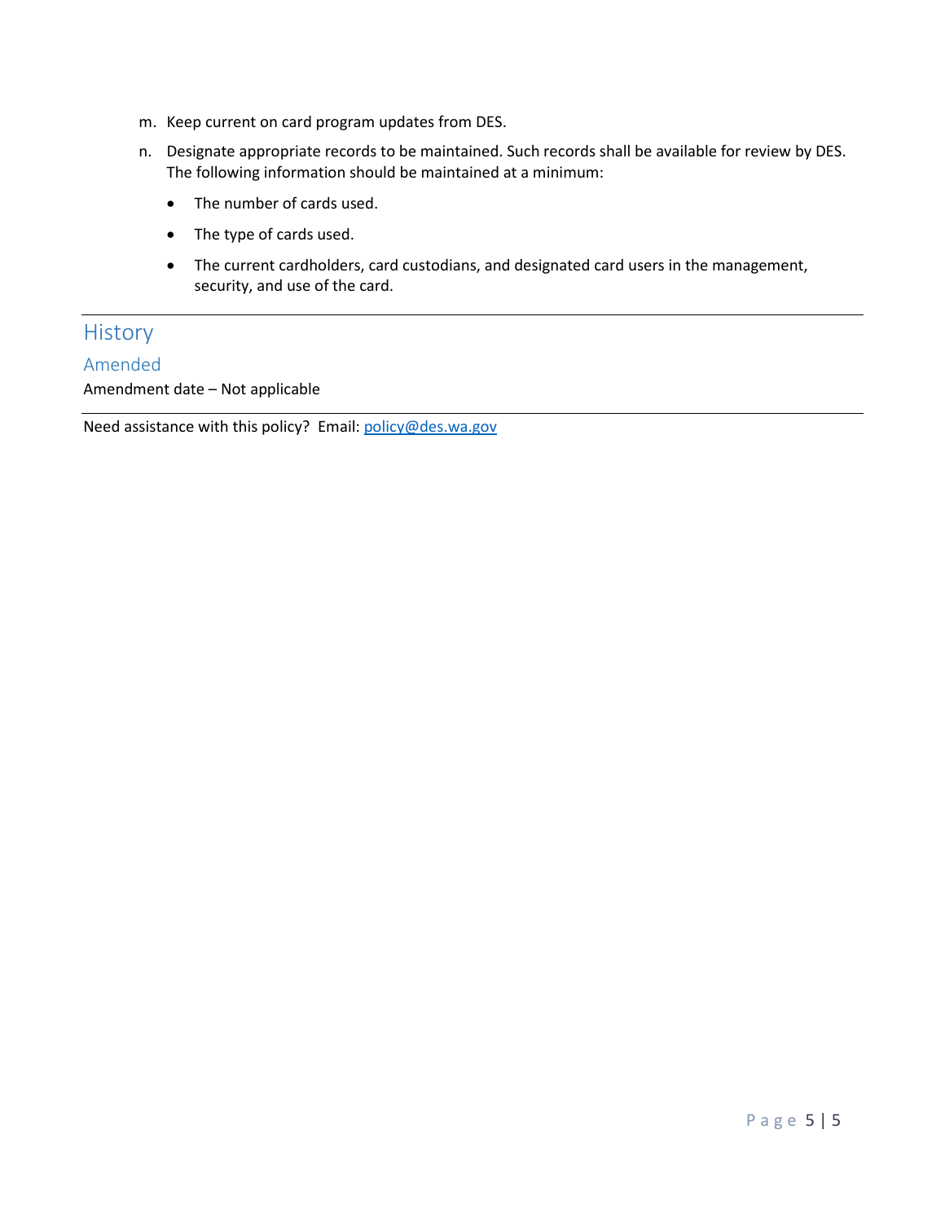m. Keep current on card program updates from DES.

n. Designate appropriate records to be maintained. Such records shall be available for review by DES. The following information should be maintained at a minimum:

   - The number of cards used.
   - The type of cards used.
   - The current cardholders, card custodians, and designated card users in the management, security, and use of the card.

---

## History

### Amended

Amendment date – Not applicable

---

Need assistance with this policy? Email: [policy@des.wa.gov](mailto:policy@des.wa.gov)